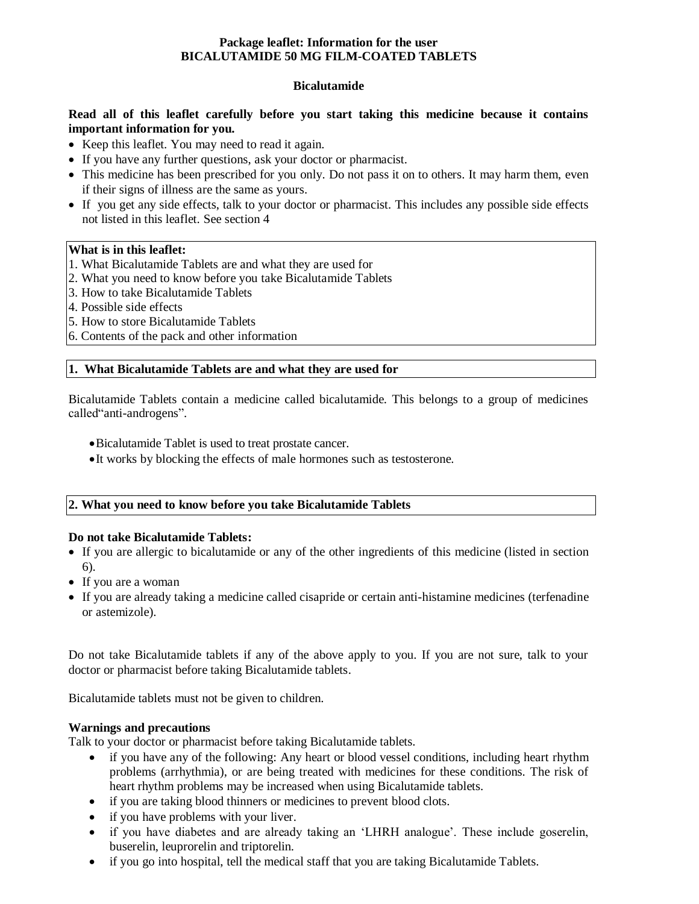**Package leaflet: Information for the user**
**BICALUTAMIDE 50 MG FILM-COATED TABLETS**

**Bicalutamide**

**Read all of this leaflet carefully before you start taking this medicine because it contains important information for you.**

- Keep this leaflet. You may need to read it again.
- If you have any further questions, ask your doctor or pharmacist.
- This medicine has been prescribed for you only. Do not pass it on to others. It may harm them, even if their signs of illness are the same as yours.
- If you get any side effects, talk to your doctor or pharmacist. This includes any possible side effects not listed in this leaflet. See section 4

**What is in this leaflet:**

1. What Bicalutamide Tablets are and what they are used for
2. What you need to know before you take Bicalutamide Tablets
3. How to take Bicalutamide Tablets
4. Possible side effects
5. How to store Bicalutamide Tablets
6. Contents of the pack and other information

## 1. What Bicalutamide Tablets are and what they are used for

Bicalutamide Tablets contain a medicine called bicalutamide. This belongs to a group of medicines called“anti-androgens”.

- Bicalutamide Tablet is used to treat prostate cancer.
- It works by blocking the effects of male hormones such as testosterone.

## 2. What you need to know before you take Bicalutamide Tablets

**Do not take Bicalutamide Tablets:**

- If you are allergic to bicalutamide or any of the other ingredients of this medicine (listed in section 6).
- If you are a woman
- If you are already taking a medicine called cisapride or certain anti-histamine medicines (terfenadine or astemizole).

Do not take Bicalutamide tablets if any of the above apply to you. If you are not sure, talk to your doctor or pharmacist before taking Bicalutamide tablets.

Bicalutamide tablets must not be given to children.

**Warnings and precautions**

Talk to your doctor or pharmacist before taking Bicalutamide tablets.

- if you have any of the following: Any heart or blood vessel conditions, including heart rhythm problems (arrhythmia), or are being treated with medicines for these conditions. The risk of heart rhythm problems may be increased when using Bicalutamide tablets.
- if you are taking blood thinners or medicines to prevent blood clots.
- if you have problems with your liver.
- if you have diabetes and are already taking an ‘LHRH analogue’. These include goserelin, buserelin, leuprorelin and triptorelin.
- if you go into hospital, tell the medical staff that you are taking Bicalutamide Tablets.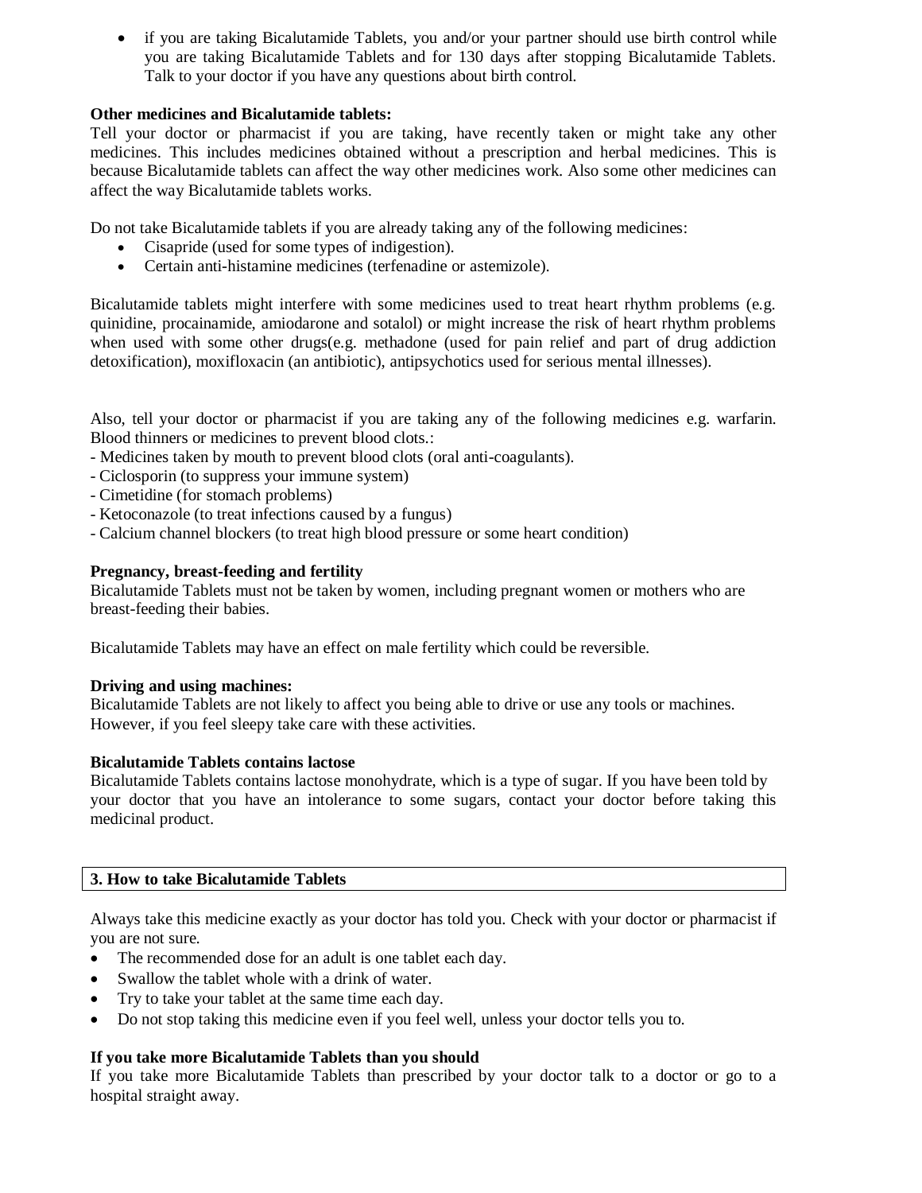- if you are taking Bicalutamide Tablets, you and/or your partner should use birth control while you are taking Bicalutamide Tablets and for 130 days after stopping Bicalutamide Tablets. Talk to your doctor if you have any questions about birth control.

**Other medicines and Bicalutamide tablets:**
Tell your doctor or pharmacist if you are taking, have recently taken or might take any other medicines. This includes medicines obtained without a prescription and herbal medicines. This is because Bicalutamide tablets can affect the way other medicines work. Also some other medicines can affect the way Bicalutamide tablets works.

Do not take Bicalutamide tablets if you are already taking any of the following medicines:

- Cisapride (used for some types of indigestion).
- Certain anti-histamine medicines (terfenadine or astemizole).

Bicalutamide tablets might interfere with some medicines used to treat heart rhythm problems (e.g. quinidine, procainamide, amiodarone and sotalol) or might increase the risk of heart rhythm problems when used with some other drugs(e.g. methadone (used for pain relief and part of drug addiction detoxification), moxifloxacin (an antibiotic), antipsychotics used for serious mental illnesses).

Also, tell your doctor or pharmacist if you are taking any of the following medicines e.g. warfarin. Blood thinners or medicines to prevent blood clots.:

- Medicines taken by mouth to prevent blood clots (oral anti-coagulants).
- Ciclosporin (to suppress your immune system)
- Cimetidine (for stomach problems)
- Ketoconazole (to treat infections caused by a fungus)
- Calcium channel blockers (to treat high blood pressure or some heart condition)

**Pregnancy, breast-feeding and fertility**
Bicalutamide Tablets must not be taken by women, including pregnant women or mothers who are breast-feeding their babies.

Bicalutamide Tablets may have an effect on male fertility which could be reversible.

**Driving and using machines:**
Bicalutamide Tablets are not likely to affect you being able to drive or use any tools or machines. However, if you feel sleepy take care with these activities.

**Bicalutamide Tablets contains lactose**
Bicalutamide Tablets contains lactose monohydrate, which is a type of sugar. If you have been told by your doctor that you have an intolerance to some sugars, contact your doctor before taking this medicinal product.

## 3. How to take Bicalutamide Tablets

Always take this medicine exactly as your doctor has told you. Check with your doctor or pharmacist if you are not sure.

- The recommended dose for an adult is one tablet each day.
- Swallow the tablet whole with a drink of water.
- Try to take your tablet at the same time each day.
- Do not stop taking this medicine even if you feel well, unless your doctor tells you to.

**If you take more Bicalutamide Tablets than you should**
If you take more Bicalutamide Tablets than prescribed by your doctor talk to a doctor or go to a hospital straight away.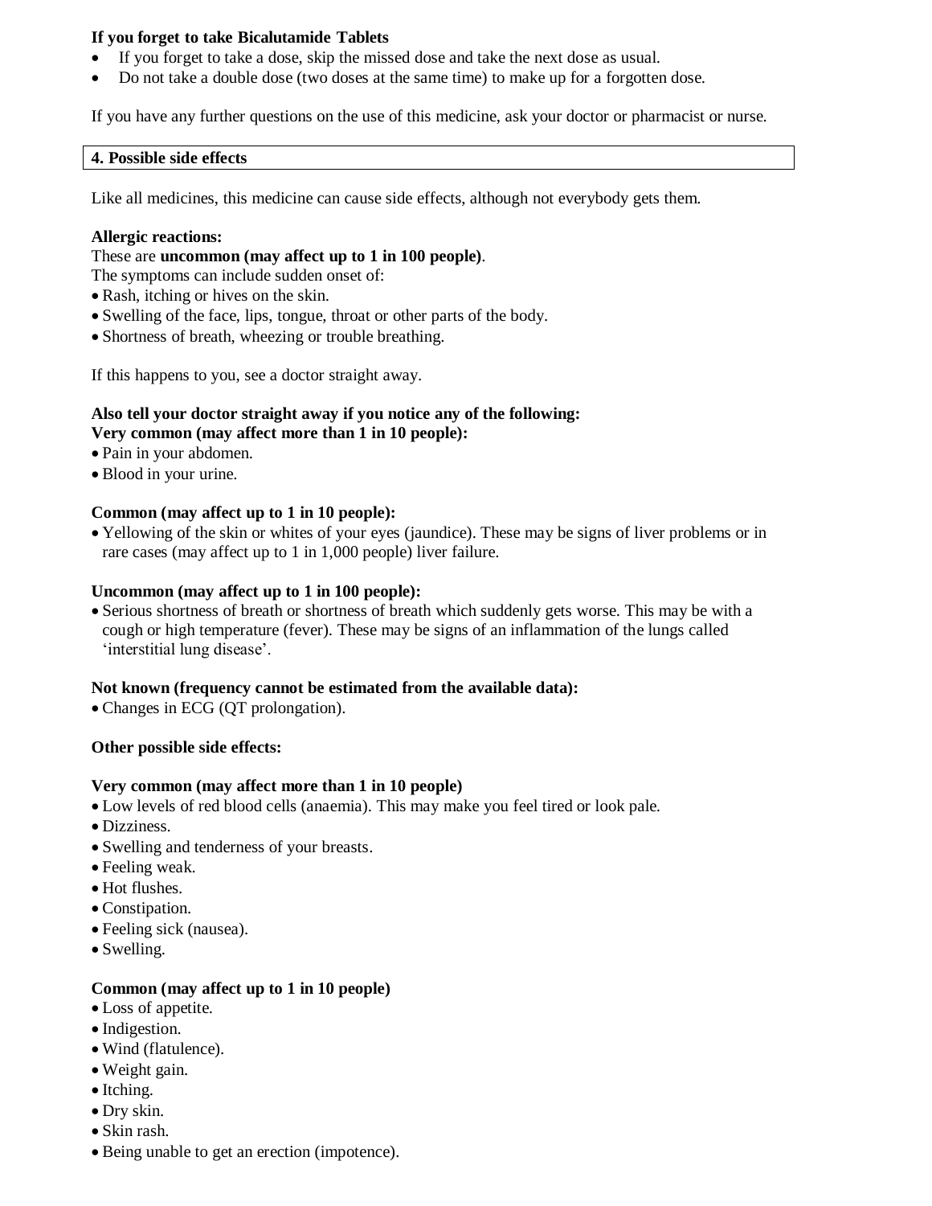**If you forget to take Bicalutamide Tablets**

- If you forget to take a dose, skip the missed dose and take the next dose as usual.
- Do not take a double dose (two doses at the same time) to make up for a forgotten dose.

If you have any further questions on the use of this medicine, ask your doctor or pharmacist or nurse.

## 4. Possible side effects

Like all medicines, this medicine can cause side effects, although not everybody gets them.

**Allergic reactions:**
These are **uncommon (may affect up to 1 in 100 people)**.
The symptoms can include sudden onset of:

- Rash, itching or hives on the skin.
- Swelling of the face, lips, tongue, throat or other parts of the body.
- Shortness of breath, wheezing or trouble breathing.

If this happens to you, see a doctor straight away.

**Also tell your doctor straight away if you notice any of the following:**
**Very common (may affect more than 1 in 10 people):**

- Pain in your abdomen.
- Blood in your urine.

**Common (may affect up to 1 in 10 people):**

- Yellowing of the skin or whites of your eyes (jaundice). These may be signs of liver problems or in rare cases (may affect up to 1 in 1,000 people) liver failure.

**Uncommon (may affect up to 1 in 100 people):**

- Serious shortness of breath or shortness of breath which suddenly gets worse. This may be with a cough or high temperature (fever). These may be signs of an inflammation of the lungs called 'interstitial lung disease'.

**Not known (frequency cannot be estimated from the available data):**

- Changes in ECG (QT prolongation).

**Other possible side effects:**

**Very common (may affect more than 1 in 10 people)**

- Low levels of red blood cells (anaemia). This may make you feel tired or look pale.
- Dizziness.
- Swelling and tenderness of your breasts.
- Feeling weak.
- Hot flushes.
- Constipation.
- Feeling sick (nausea).
- Swelling.

**Common (may affect up to 1 in 10 people)**

- Loss of appetite.
- Indigestion.
- Wind (flatulence).
- Weight gain.
- Itching.
- Dry skin.
- Skin rash.
- Being unable to get an erection (impotence).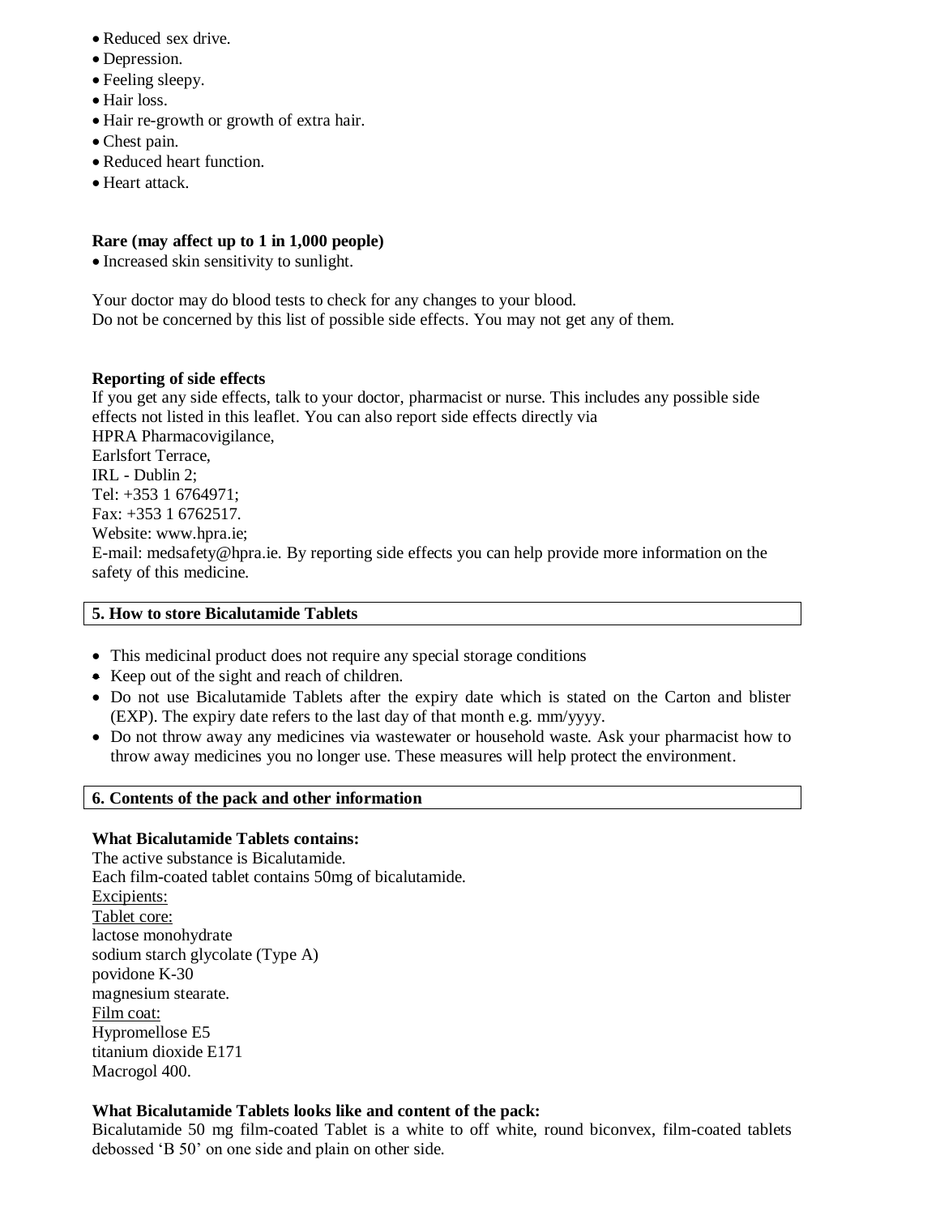- Reduced sex drive.
- Depression.
- Feeling sleepy.
- Hair loss.
- Hair re-growth or growth of extra hair.
- Chest pain.
- Reduced heart function.
- Heart attack.

**Rare (may affect up to 1 in 1,000 people)**

- Increased skin sensitivity to sunlight.

Your doctor may do blood tests to check for any changes to your blood.
Do not be concerned by this list of possible side effects. You may not get any of them.

**Reporting of side effects**

If you get any side effects, talk to your doctor, pharmacist or nurse. This includes any possible side effects not listed in this leaflet. You can also report side effects directly via
HPRA Pharmacovigilance,
Earlsfort Terrace,
IRL - Dublin 2;
Tel: +353 1 6764971;
Fax: +353 1 6762517.
Website: www.hpra.ie;
E-mail: medsafety@hpra.ie. By reporting side effects you can help provide more information on the safety of this medicine.

## 5. How to store Bicalutamide Tablets

- This medicinal product does not require any special storage conditions
- Keep out of the sight and reach of children.
- Do not use Bicalutamide Tablets after the expiry date which is stated on the Carton and blister (EXP). The expiry date refers to the last day of that month e.g. mm/yyyy.
- Do not throw away any medicines via wastewater or household waste. Ask your pharmacist how to throw away medicines you no longer use. These measures will help protect the environment.

## 6. Contents of the pack and other information

**What Bicalutamide Tablets contains:**

The active substance is Bicalutamide.
Each film-coated tablet contains 50mg of bicalutamide.
Excipients:
Tablet core:
lactose monohydrate
sodium starch glycolate (Type A)
povidone K-30
magnesium stearate.
Film coat:
Hypromellose E5
titanium dioxide E171
Macrogol 400.

**What Bicalutamide Tablets looks like and content of the pack:**

Bicalutamide 50 mg film-coated Tablet is a white to off white, round biconvex, film-coated tablets debossed 'B 50' on one side and plain on other side.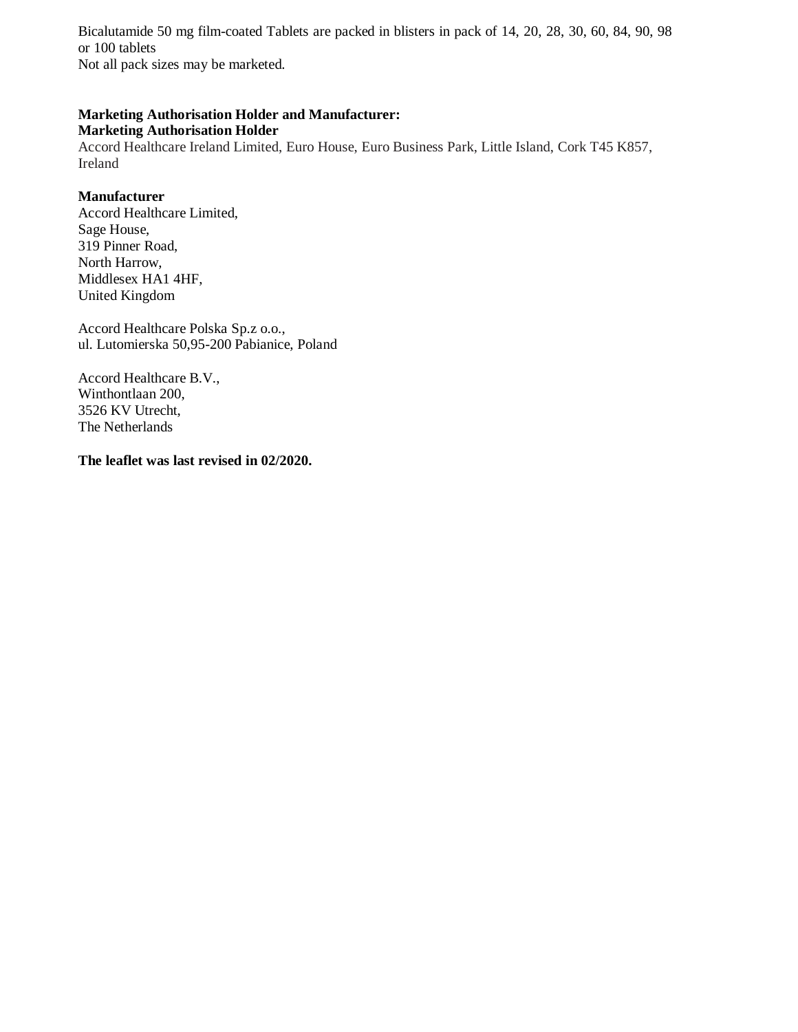Bicalutamide 50 mg film-coated Tablets are packed in blisters in pack of 14, 20, 28, 30, 60, 84, 90, 98 or 100 tablets
Not all pack sizes may be marketed.

**Marketing Authorisation Holder and Manufacturer:**
**Marketing Authorisation Holder**
Accord Healthcare Ireland Limited, Euro House, Euro Business Park, Little Island, Cork T45 K857, Ireland

**Manufacturer**
Accord Healthcare Limited,
Sage House,
319 Pinner Road,
North Harrow,
Middlesex HA1 4HF,
United Kingdom

Accord Healthcare Polska Sp.z o.o.,
ul. Lutomierska 50,95-200 Pabianice, Poland

Accord Healthcare B.V.,
Winthontlaan 200,
3526 KV Utrecht,
The Netherlands

**The leaflet was last revised in 02/2020.**